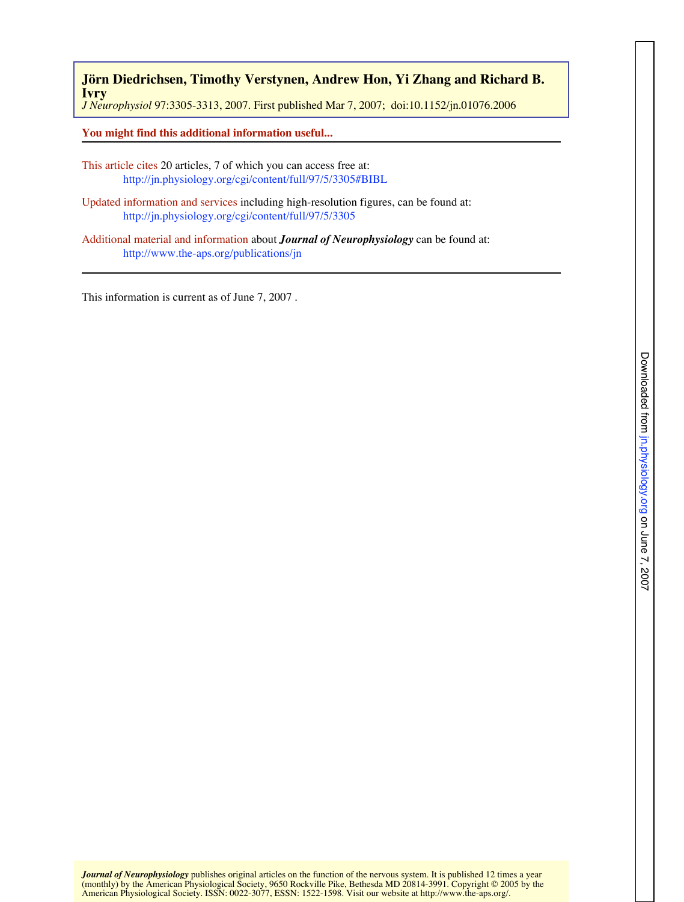**Jörn Diedrichsen, Timothy Verstynen, Andrew Hon, Yi Zhang and Richard B. Ivry**

*J Neurophysiol* 97:3305-3313, 2007. First published Mar 7, 2007; doi:10.1152/jn.01076.2006

**You might find this additional information useful...**

This article cites 20 articles, 7 of which you can access free at:
http://jn.physiology.org/cgi/content/full/97/5/3305#BIBL

Updated information and services including high-resolution figures, can be found at:
http://jn.physiology.org/cgi/content/full/97/5/3305

Additional material and information about ***Journal of Neurophysiology*** can be found at:
http://www.the-aps.org/publications/jn

This information is current as of June 7, 2007 .

***Journal of Neurophysiology*** publishes original articles on the function of the nervous system. It is published 12 times a year (monthly) by the American Physiological Society, 9650 Rockville Pike, Bethesda MD 20814-3991. Copyright © 2005 by the American Physiological Society. ISSN: 0022-3077, ESSN: 1522-1598. Visit our website at http://www.the-aps.org/.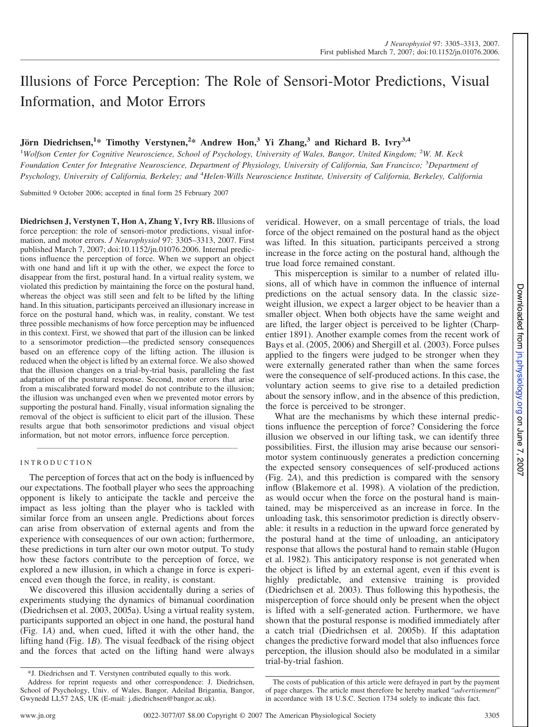# Illusions of Force Perception: The Role of Sensori-Motor Predictions, Visual Information, and Motor Errors

**Jörn Diedrichsen,[1]* Timothy Verstynen,[2]* Andrew Hon,[3] Yi Zhang,[3] and Richard B. Ivry[3,4]**

[1]Wolfson Center for Cognitive Neuroscience, School of Psychology, University of Wales, Bangor, United Kingdom; [2]W. M. Keck Foundation Center for Integrative Neuroscience, Department of Physiology, University of California, San Francisco; [3]Department of Psychology, University of California, Berkeley; and [4]Helen-Wills Neuroscience Institute, University of California, Berkeley, California

Submitted 9 October 2006; accepted in final form 25 February 2007

**Diedrichsen J, Verstynen T, Hon A, Zhang Y, Ivry RB.** Illusions of force perception: the role of sensori-motor predictions, visual information, and motor errors. *J Neurophysiol* 97: 3305–3313, 2007. First published March 7, 2007; doi:10.1152/jn.01076.2006. Internal predictions influence the perception of force. When we support an object with one hand and lift it up with the other, we expect the force to disappear from the first, postural hand. In a virtual reality system, we violated this prediction by maintaining the force on the postural hand, whereas the object was still seen and felt to be lifted by the lifting hand. In this situation, participants perceived an illusionary increase in force on the postural hand, which was, in reality, constant. We test three possible mechanisms of how force perception may be influenced in this context. First, we showed that part of the illusion can be linked to a sensorimotor prediction—the predicted sensory consequences based on an efference copy of the lifting action. The illusion is reduced when the object is lifted by an external force. We also showed that the illusion changes on a trial-by-trial basis, paralleling the fast adaptation of the postural response. Second, motor errors that arise from a miscalibrated forward model do not contribute to the illusion; the illusion was unchanged even when we prevented motor errors by supporting the postural hand. Finally, visual information signaling the removal of the object is sufficient to elicit part of the illusion. These results argue that both sensorimotor predictions and visual object information, but not motor errors, influence force perception.

## INTRODUCTION

The perception of forces that act on the body is influenced by our expectations. The football player who sees the approaching opponent is likely to anticipate the tackle and perceive the impact as less jolting than the player who is tackled with similar force from an unseen angle. Predictions about forces can arise from observation of external agents and from the experience with consequences of our own action; furthermore, these predictions in turn alter our own motor output. To study how these factors contribute to the perception of force, we explored a new illusion, in which a change in force is experienced even though the force, in reality, is constant.

We discovered this illusion accidentally during a series of experiments studying the dynamics of bimanual coordination (Diedrichsen et al. 2003, 2005a). Using a virtual reality system, participants supported an object in one hand, the postural hand (Fig. 1*A*) and, when cued, lifted it with the other hand, the lifting hand (Fig. 1*B*). The visual feedback of the rising object and the forces that acted on the lifting hand were always veridical. However, on a small percentage of trials, the load force of the object remained on the postural hand as the object was lifted. In this situation, participants perceived a strong increase in the force acting on the postural hand, although the true load force remained constant.

This misperception is similar to a number of related illusions, all of which have in common the influence of internal predictions on the actual sensory data. In the classic size-weight illusion, we expect a larger object to be heavier than a smaller object. When both objects have the same weight and are lifted, the larger object is perceived to be lighter (Charpentier 1891). Another example comes from the recent work of Bays et al. (2005, 2006) and Shergill et al. (2003). Force pulses applied to the fingers were judged to be stronger when they were externally generated rather than when the same forces were the consequence of self-produced actions. In this case, the voluntary action seems to give rise to a detailed prediction about the sensory inflow, and in the absence of this prediction, the force is perceived to be stronger.

What are the mechanisms by which these internal predictions influence the perception of force? Considering the force illusion we observed in our lifting task, we can identify three possibilities. First, the illusion may arise because our sensorimotor system continuously generates a prediction concerning the expected sensory consequences of self-produced actions (Fig. 2*A*), and this prediction is compared with the sensory inflow (Blakemore et al. 1998). A violation of the prediction, as would occur when the force on the postural hand is maintained, may be misperceived as an increase in force. In the unloading task, this sensorimotor prediction is directly observable: it results in a reduction in the upward force generated by the postural hand at the time of unloading, an anticipatory response that allows the postural hand to remain stable (Hugon et al. 1982). This anticipatory response is not generated when the object is lifted by an external agent, even if this event is highly predictable, and extensive training is provided (Diedrichsen et al. 2003). Thus following this hypothesis, the misperception of force should only be present when the object is lifted with a self-generated action. Furthermore, we have shown that the postural response is modified immediately after a catch trial (Diedrichsen et al. 2005b). If this adaptation changes the predictive forward model that also influences force perception, the illusion should also be modulated in a similar trial-by-trial fashion.

*J. Diedrichsen and T. Verstynen contributed equally to this work.

Address for reprint requests and other correspondence: J. Diedrichsen, School of Psychology, Univ. of Wales, Bangor, Adeilad Brigantia, Bangor, Gwynedd LL57 2AS, UK (E-mail: j.diedrichsen@bangor.ac.uk).

The costs of publication of this article were defrayed in part by the payment of page charges. The article must therefore be hereby marked "*advertisement*" in accordance with 18 U.S.C. Section 1734 solely to indicate this fact.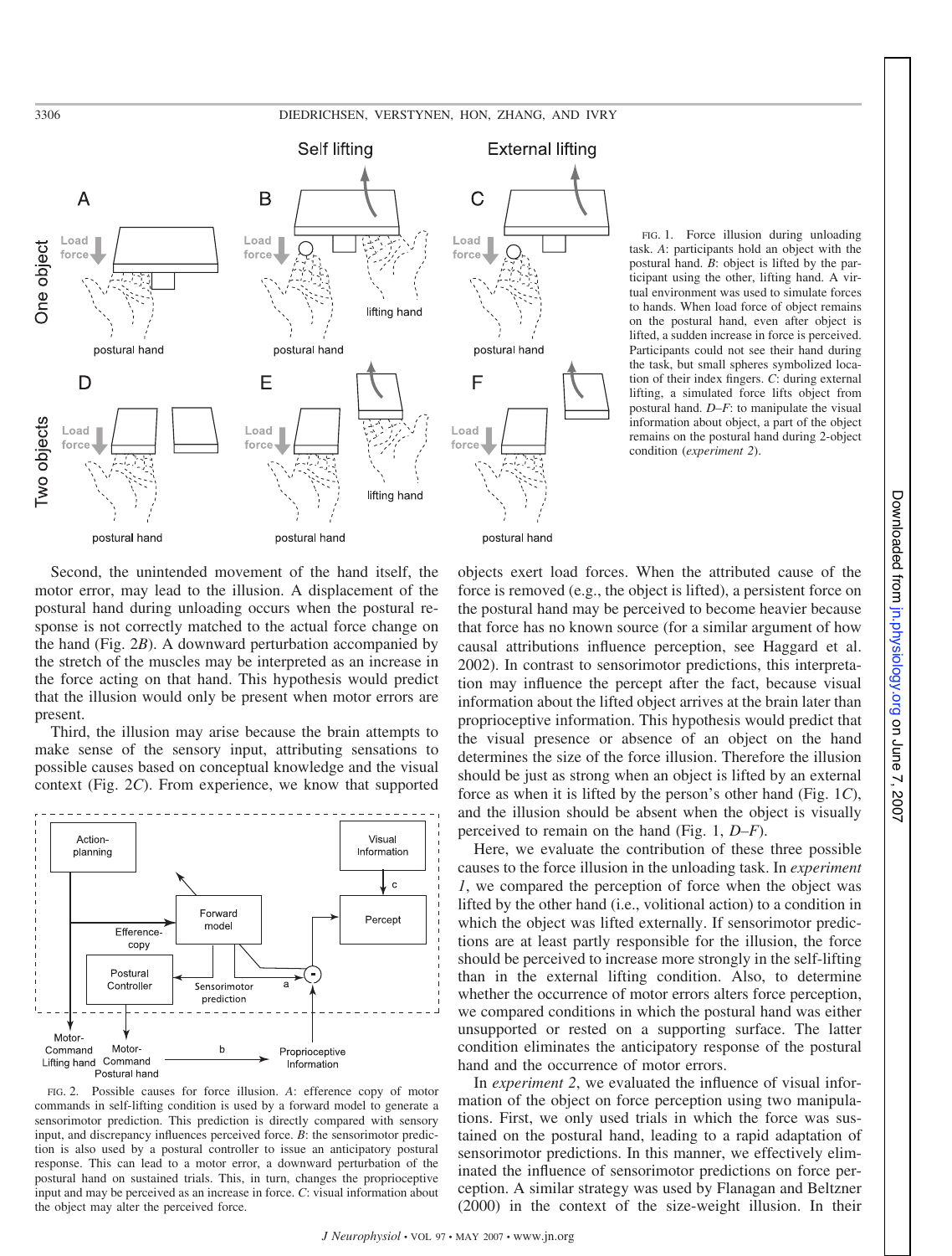FIG. 1. Force illusion during unloading task. *A*: participants hold an object with the postural hand. *B*: object is lifted by the participant using the other, lifting hand. A virtual environment was used to simulate forces to hands. When load force of object remains on the postural hand, even after object is lifted, a sudden increase in force is perceived. Participants could not see their hand during the task, but small spheres symbolized location of their index fingers. *C*: during external lifting, a simulated force lifts object from postural hand. *D–F*: to manipulate the visual information about object, a part of the object remains on the postural hand during 2-object condition (*experiment 2*).

Second, the unintended movement of the hand itself, the motor error, may lead to the illusion. A displacement of the postural hand during unloading occurs when the postural response is not correctly matched to the actual force change on the hand (Fig. 2*B*). A downward perturbation accompanied by the stretch of the muscles may be interpreted as an increase in the force acting on that hand. This hypothesis would predict that the illusion would only be present when motor errors are present.

Third, the illusion may arise because the brain attempts to make sense of the sensory input, attributing sensations to possible causes based on conceptual knowledge and the visual context (Fig. 2*C*). From experience, we know that supported objects exert load forces. When the attributed cause of the force is removed (e.g., the object is lifted), a persistent force on the postural hand may be perceived to become heavier because that force has no known source (for a similar argument of how causal attributions influence perception, see Haggard et al. 2002). In contrast to sensorimotor predictions, this interpretation may influence the percept after the fact, because visual information about the lifted object arrives at the brain later than proprioceptive information. This hypothesis would predict that the visual presence or absence of an object on the hand determines the size of the force illusion. Therefore the illusion should be just as strong when an object is lifted by an external force as when it is lifted by the person's other hand (Fig. 1*C*), and the illusion should be absent when the object is visually perceived to remain on the hand (Fig. 1, *D–F*).

FIG. 2. Possible causes for force illusion. *A*: efference copy of motor commands in self-lifting condition is used by a forward model to generate a sensorimotor prediction. This prediction is directly compared with sensory input, and discrepancy influences perceived force. *B*: the sensorimotor prediction is also used by a postural controller to issue an anticipatory postural response. This can lead to a motor error, a downward perturbation of the postural hand on sustained trials. This, in turn, changes the proprioceptive input and may be perceived as an increase in force. *C*: visual information about the object may alter the perceived force.

Here, we evaluate the contribution of these three possible causes to the force illusion in the unloading task. In *experiment 1*, we compared the perception of force when the object was lifted by the other hand (i.e., volitional action) to a condition in which the object was lifted externally. If sensorimotor predictions are at least partly responsible for the illusion, the force should be perceived to increase more strongly in the self-lifting than in the external lifting condition. Also, to determine whether the occurrence of motor errors alters force perception, we compared conditions in which the postural hand was either unsupported or rested on a supporting surface. The latter condition eliminates the anticipatory response of the postural hand and the occurrence of motor errors.

In *experiment 2*, we evaluated the influence of visual information of the object on force perception using two manipulations. First, we only used trials in which the force was sustained on the postural hand, leading to a rapid adaptation of sensorimotor predictions. In this manner, we effectively eliminated the influence of sensorimotor predictions on force perception. A similar strategy was used by Flanagan and Beltzner (2000) in the context of the size-weight illusion. In their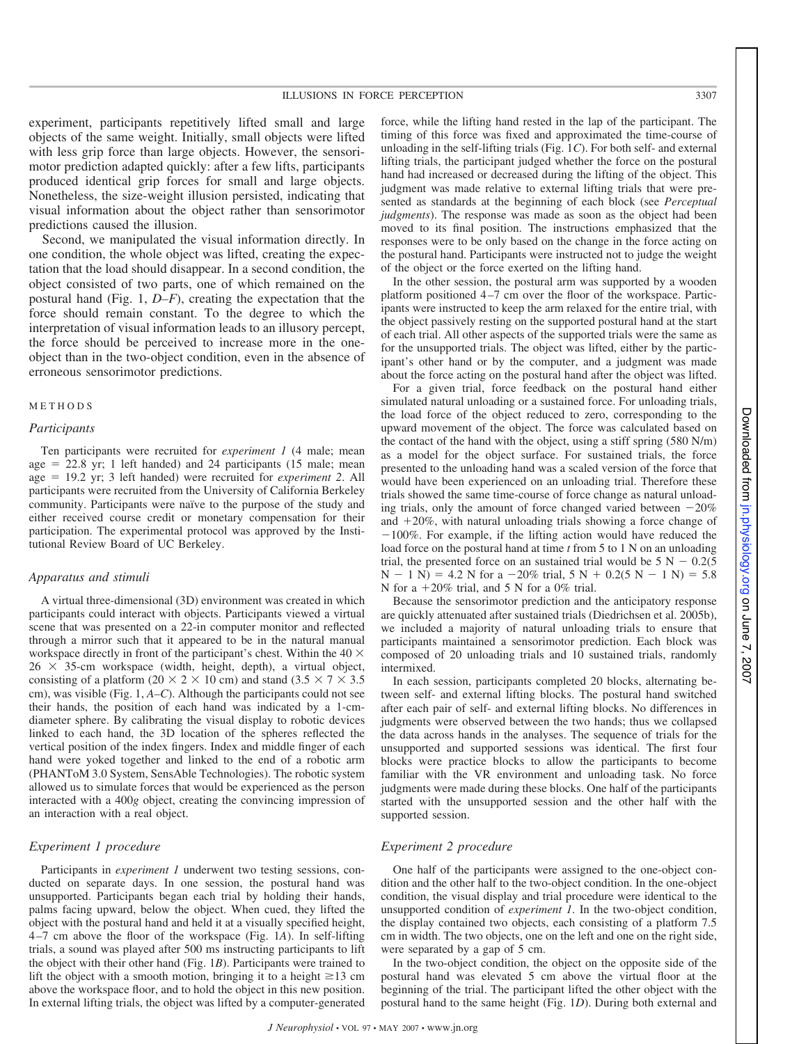experiment, participants repetitively lifted small and large objects of the same weight. Initially, small objects were lifted with less grip force than large objects. However, the sensorimotor prediction adapted quickly: after a few lifts, participants produced identical grip forces for small and large objects. Nonetheless, the size-weight illusion persisted, indicating that visual information about the object rather than sensorimotor predictions caused the illusion.

Second, we manipulated the visual information directly. In one condition, the whole object was lifted, creating the expectation that the load should disappear. In a second condition, the object consisted of two parts, one of which remained on the postural hand (Fig. 1, *D–F*), creating the expectation that the force should remain constant. To the degree to which the interpretation of visual information leads to an illusory percept, the force should be perceived to increase more in the one-object than in the two-object condition, even in the absence of erroneous sensorimotor predictions.

## METHODS

### *Participants*

Ten participants were recruited for *experiment 1* (4 male; mean age = 22.8 yr; 1 left handed) and 24 participants (15 male; mean age = 19.2 yr; 3 left handed) were recruited for *experiment 2*. All participants were recruited from the University of California Berkeley community. Participants were naïve to the purpose of the study and either received course credit or monetary compensation for their participation. The experimental protocol was approved by the Institutional Review Board of UC Berkeley.

### *Apparatus and stimuli*

A virtual three-dimensional (3D) environment was created in which participants could interact with objects. Participants viewed a virtual scene that was presented on a 22-in computer monitor and reflected through a mirror such that it appeared to be in the natural manual workspace directly in front of the participant's chest. Within the 40 × 26 × 35-cm workspace (width, height, depth), a virtual object, consisting of a platform (20 × 2 × 10 cm) and stand (3.5 × 7 × 3.5 cm), was visible (Fig. 1, *A–C*). Although the participants could not see their hands, the position of each hand was indicated by a 1-cm-diameter sphere. By calibrating the visual display to robotic devices linked to each hand, the 3D location of the spheres reflected the vertical position of the index fingers. Index and middle finger of each hand were yoked together and linked to the end of a robotic arm (PHANToM 3.0 System, SensAble Technologies). The robotic system allowed us to simulate forces that would be experienced as the person interacted with a 400*g* object, creating the convincing impression of an interaction with a real object.

### *Experiment 1 procedure*

Participants in *experiment 1* underwent two testing sessions, conducted on separate days. In one session, the postural hand was unsupported. Participants began each trial by holding their hands, palms facing upward, below the object. When cued, they lifted the object with the postural hand and held it at a visually specified height, 4–7 cm above the floor of the workspace (Fig. 1*A*). In self-lifting trials, a sound was played after 500 ms instructing participants to lift the object with their other hand (Fig. 1*B*). Participants were trained to lift the object with a smooth motion, bringing it to a height ≥13 cm above the workspace floor, and to hold the object in this new position. In external lifting trials, the object was lifted by a computer-generated force, while the lifting hand rested in the lap of the participant. The timing of this force was fixed and approximated the time-course of unloading in the self-lifting trials (Fig. 1*C*). For both self- and external lifting trials, the participant judged whether the force on the postural hand had increased or decreased during the lifting of the object. This judgment was made relative to external lifting trials that were presented as standards at the beginning of each block (see *Perceptual judgments*). The response was made as soon as the object had been moved to its final position. The instructions emphasized that the responses were to be only based on the change in the force acting on the postural hand. Participants were instructed not to judge the weight of the object or the force exerted on the lifting hand.

In the other session, the postural arm was supported by a wooden platform positioned 4–7 cm over the floor of the workspace. Participants were instructed to keep the arm relaxed for the entire trial, with the object passively resting on the supported postural hand at the start of each trial. All other aspects of the supported trials were the same as for the unsupported trials. The object was lifted, either by the participant's other hand or by the computer, and a judgment was made about the force acting on the postural hand after the object was lifted.

For a given trial, force feedback on the postural hand either simulated natural unloading or a sustained force. For unloading trials, the load force of the object reduced to zero, corresponding to the upward movement of the object. The force was calculated based on the contact of the hand with the object, using a stiff spring (580 N/m) as a model for the object surface. For sustained trials, the force presented to the unloading hand was a scaled version of the force that would have been experienced on an unloading trial. Therefore these trials showed the same time-course of force change as natural unloading trials, only the amount of force changed varied between −20% and +20%, with natural unloading trials showing a force change of −100%. For example, if the lifting action would have reduced the load force on the postural hand at time *t* from 5 to 1 N on an unloading trial, the presented force on an sustained trial would be 5 N − 0.2(5 N − 1 N) = 4.2 N for a −20% trial, 5 N + 0.2(5 N − 1 N) = 5.8 N for a +20% trial, and 5 N for a 0% trial.

Because the sensorimotor prediction and the anticipatory response are quickly attenuated after sustained trials (Diedrichsen et al. 2005b), we included a majority of natural unloading trials to ensure that participants maintained a sensorimotor prediction. Each block was composed of 20 unloading trials and 10 sustained trials, randomly intermixed.

In each session, participants completed 20 blocks, alternating between self- and external lifting blocks. The postural hand switched after each pair of self- and external lifting blocks. No differences in judgments were observed between the two hands; thus we collapsed the data across hands in the analyses. The sequence of trials for the unsupported and supported sessions was identical. The first four blocks were practice blocks to allow the participants to become familiar with the VR environment and unloading task. No force judgments were made during these blocks. One half of the participants started with the unsupported session and the other half with the supported session.

### *Experiment 2 procedure*

One half of the participants were assigned to the one-object condition and the other half to the two-object condition. In the one-object condition, the visual display and trial procedure were identical to the unsupported condition of *experiment 1*. In the two-object condition, the display contained two objects, each consisting of a platform 7.5 cm in width. The two objects, one on the left and one on the right side, were separated by a gap of 5 cm.

In the two-object condition, the object on the opposite side of the postural hand was elevated 5 cm above the virtual floor at the beginning of the trial. The participant lifted the other object with the postural hand to the same height (Fig. 1*D*). During both external and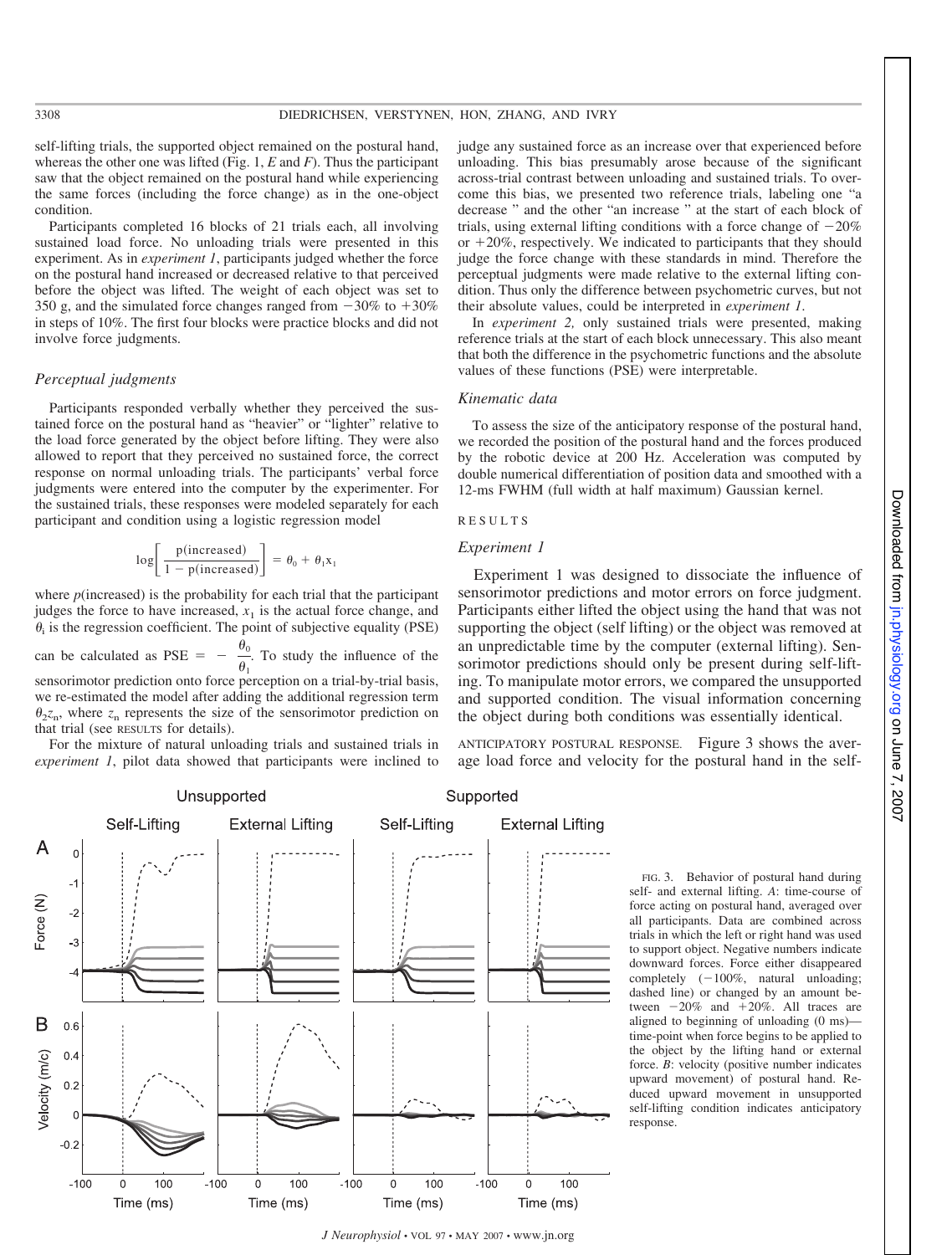self-lifting trials, the supported object remained on the postural hand, whereas the other one was lifted (Fig. 1, *E* and *F*). Thus the participant saw that the object remained on the postural hand while experiencing the same forces (including the force change) as in the one-object condition.

Participants completed 16 blocks of 21 trials each, all involving sustained load force. No unloading trials were presented in this experiment. As in *experiment 1*, participants judged whether the force on the postural hand increased or decreased relative to that perceived before the object was lifted. The weight of each object was set to 350 g, and the simulated force changes ranged from −30% to +30% in steps of 10%. The first four blocks were practice blocks and did not involve force judgments.

### *Perceptual judgments*

Participants responded verbally whether they perceived the sustained force on the postural hand as "heavier" or "lighter" relative to the load force generated by the object before lifting. They were also allowed to report that they perceived no sustained force, the correct response on normal unloading trials. The participants' verbal force judgments were entered into the computer by the experimenter. For the sustained trials, these responses were modeled separately for each participant and condition using a logistic regression model

$$\log\left[\frac{\text{p(increased)}}{1 - \text{p(increased)}}\right] = \theta_0 + \theta_1 x_1$$

where *p*(increased) is the probability for each trial that the participant judges the force to have increased, $x_1$ is the actual force change, and $\theta_i$ is the regression coefficient. The point of subjective equality (PSE) can be calculated as $\text{PSE} = -\frac{\theta_0}{\theta_1}$. To study the influence of the sensorimotor prediction onto force perception on a trial-by-trial basis, we re-estimated the model after adding the additional regression term $\theta_2 z_n$, where $z_n$ represents the size of the sensorimotor prediction on that trial (see RESULTS for details).

For the mixture of natural unloading trials and sustained trials in *experiment 1*, pilot data showed that participants were inclined to judge any sustained force as an increase over that experienced before unloading. This bias presumably arose because of the significant across-trial contrast between unloading and sustained trials. To overcome this bias, we presented two reference trials, labeling one "a decrease " and the other "an increase " at the start of each block of trials, using external lifting conditions with a force change of −20% or +20%, respectively. We indicated to participants that they should judge the force change with these standards in mind. Therefore the perceptual judgments were made relative to the external lifting condition. Thus only the difference between psychometric curves, but not their absolute values, could be interpreted in *experiment 1*.

In *experiment 2,* only sustained trials were presented, making reference trials at the start of each block unnecessary. This also meant that both the difference in the psychometric functions and the absolute values of these functions (PSE) were interpretable.

### *Kinematic data*

To assess the size of the anticipatory response of the postural hand, we recorded the position of the postural hand and the forces produced by the robotic device at 200 Hz. Acceleration was computed by double numerical differentiation of position data and smoothed with a 12-ms FWHM (full width at half maximum) Gaussian kernel.

## RESULTS

### *Experiment 1*

Experiment 1 was designed to dissociate the influence of sensorimotor predictions and motor errors on force judgment. Participants either lifted the object using the hand that was not supporting the object (self lifting) or the object was removed at an unpredictable time by the computer (external lifting). Sensorimotor predictions should only be present during self-lifting. To manipulate motor errors, we compared the unsupported and supported condition. The visual information concerning the object during both conditions was essentially identical.

ANTICIPATORY POSTURAL RESPONSE. Figure 3 shows the average load force and velocity for the postural hand in the self-

FIG. 3. Behavior of postural hand during self- and external lifting. *A*: time-course of force acting on postural hand, averaged over all participants. Data are combined across trials in which the left or right hand was used to support object. Negative numbers indicate downward forces. Force either disappeared completely (−100%, natural unloading; dashed line) or changed by an amount between −20% and +20%. All traces are aligned to beginning of unloading (0 ms)—time-point when force begins to be applied to the object by the lifting hand or external force. *B*: velocity (positive number indicates upward movement) of postural hand. Reduced upward movement in unsupported self-lifting condition indicates anticipatory response.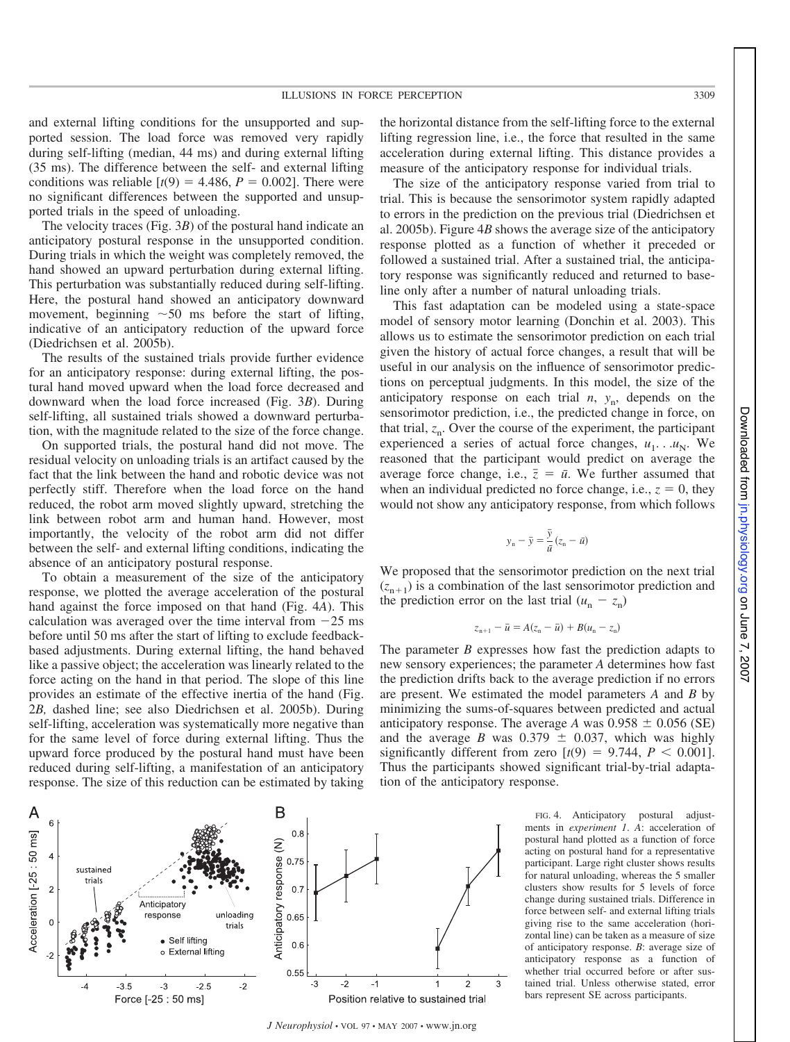and external lifting conditions for the unsupported and supported session. The load force was removed very rapidly during self-lifting (median, 44 ms) and during external lifting (35 ms). The difference between the self- and external lifting conditions was reliable [$t(9) = 4.486$, $P = 0.002$]. There were no significant differences between the supported and unsupported trials in the speed of unloading.

The velocity traces (Fig. 3*B*) of the postural hand indicate an anticipatory postural response in the unsupported condition. During trials in which the weight was completely removed, the hand showed an upward perturbation during external lifting. This perturbation was substantially reduced during self-lifting. Here, the postural hand showed an anticipatory downward movement, beginning ~50 ms before the start of lifting, indicative of an anticipatory reduction of the upward force (Diedrichsen et al. 2005b).

The results of the sustained trials provide further evidence for an anticipatory response: during external lifting, the postural hand moved upward when the load force decreased and downward when the load force increased (Fig. 3*B*). During self-lifting, all sustained trials showed a downward perturbation, with the magnitude related to the size of the force change.

On supported trials, the postural hand did not move. The residual velocity on unloading trials is an artifact caused by the fact that the link between the hand and robotic device was not perfectly stiff. Therefore when the load force on the hand reduced, the robot arm moved slightly upward, stretching the link between robot arm and human hand. However, most importantly, the velocity of the robot arm did not differ between the self- and external lifting conditions, indicating the absence of an anticipatory postural response.

To obtain a measurement of the size of the anticipatory response, we plotted the average acceleration of the postural hand against the force imposed on that hand (Fig. 4*A*). This calculation was averaged over the time interval from −25 ms before until 50 ms after the start of lifting to exclude feedback-based adjustments. During external lifting, the hand behaved like a passive object; the acceleration was linearly related to the force acting on the hand in that period. The slope of this line provides an estimate of the effective inertia of the hand (Fig. 2*B,* dashed line; see also Diedrichsen et al. 2005b). During self-lifting, acceleration was systematically more negative than for the same level of force during external lifting. Thus the upward force produced by the postural hand must have been reduced during self-lifting, a manifestation of an anticipatory response. The size of this reduction can be estimated by taking the horizontal distance from the self-lifting force to the external lifting regression line, i.e., the force that resulted in the same acceleration during external lifting. This distance provides a measure of the anticipatory response for individual trials.

The size of the anticipatory response varied from trial to trial. This is because the sensorimotor system rapidly adapted to errors in the prediction on the previous trial (Diedrichsen et al. 2005b). Figure 4*B* shows the average size of the anticipatory response plotted as a function of whether it preceded or followed a sustained trial. After a sustained trial, the anticipatory response was significantly reduced and returned to baseline only after a number of natural unloading trials.

This fast adaptation can be modeled using a state-space model of sensory motor learning (Donchin et al. 2003). This allows us to estimate the sensorimotor prediction on each trial given the history of actual force changes, a result that will be useful in our analysis on the influence of sensorimotor predictions on perceptual judgments. In this model, the size of the anticipatory response on each trial $n$, $y_n$, depends on the sensorimotor prediction, i.e., the predicted change in force, on that trial, $z_n$. Over the course of the experiment, the participant experienced a series of actual force changes, $u_1 \ldots u_N$. We reasoned that the participant would predict on average the average force change, i.e., $\bar{z} = \bar{u}$. We further assumed that when an individual predicted no force change, i.e., $z = 0$, they would not show any anticipatory response, from which follows

$$y_n - \bar{y} = \frac{\bar{y}}{\bar{u}}(z_n - \bar{u})$$

We proposed that the sensorimotor prediction on the next trial ($z_{n+1}$) is a combination of the last sensorimotor prediction and the prediction error on the last trial ($u_n - z_n$)

$$z_{n+1} - \bar{u} = A(z_n - \bar{u}) + B(u_n - z_n)$$

The parameter $B$ expresses how fast the prediction adapts to new sensory experiences; the parameter $A$ determines how fast the prediction drifts back to the average prediction if no errors are present. We estimated the model parameters $A$ and $B$ by minimizing the sums-of-squares between predicted and actual anticipatory response. The average $A$ was $0.958 \pm 0.056$ (SE) and the average $B$ was $0.379 \pm 0.037$, which was highly significantly different from zero [$t(9) = 9.744$, $P < 0.001$]. Thus the participants showed significant trial-by-trial adaptation of the anticipatory response.

FIG. 4. Anticipatory postural adjustments in *experiment 1*. *A*: acceleration of postural hand plotted as a function of force acting on postural hand for a representative participant. Large right cluster shows results for natural unloading, whereas the 5 smaller clusters show results for 5 levels of force change during sustained trials. Difference in force between self- and external lifting trials giving rise to the same acceleration (horizontal line) can be taken as a measure of size of anticipatory response. *B*: average size of anticipatory response as a function of whether trial occurred before or after sustained trial. Unless otherwise stated, error bars represent SE across participants.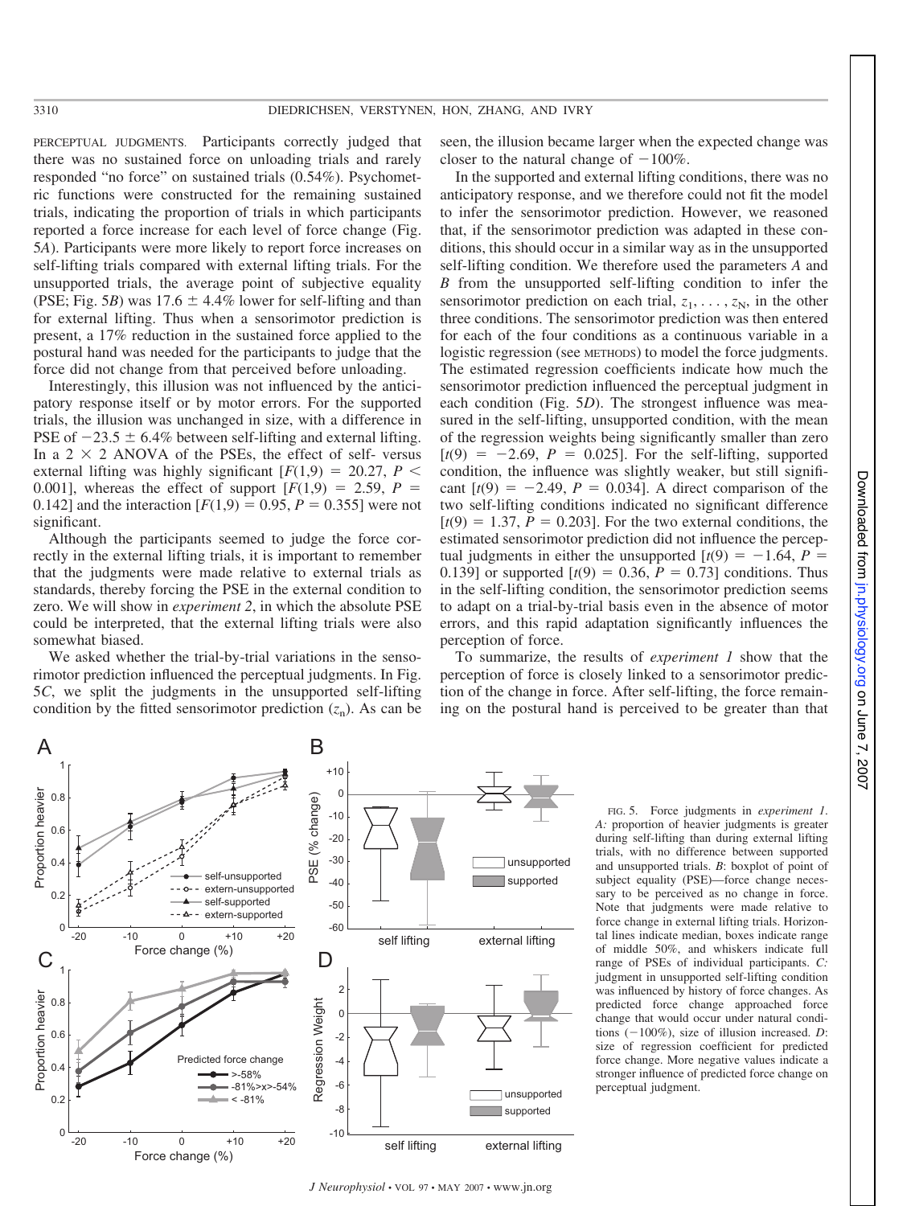PERCEPTUAL JUDGMENTS. Participants correctly judged that there was no sustained force on unloading trials and rarely responded "no force" on sustained trials (0.54%). Psychometric functions were constructed for the remaining sustained trials, indicating the proportion of trials in which participants reported a force increase for each level of force change (Fig. 5*A*). Participants were more likely to report force increases on self-lifting trials compared with external lifting trials. For the unsupported trials, the average point of subjective equality (PSE; Fig. 5*B*) was 17.6 ± 4.4% lower for self-lifting and than for external lifting. Thus when a sensorimotor prediction is present, a 17% reduction in the sustained force applied to the postural hand was needed for the participants to judge that the force did not change from that perceived before unloading.

Interestingly, this illusion was not influenced by the anticipatory response itself or by motor errors. For the supported trials, the illusion was unchanged in size, with a difference in PSE of −23.5 ± 6.4% between self-lifting and external lifting. In a 2 × 2 ANOVA of the PSEs, the effect of self- versus external lifting was highly significant [$F(1,9) = 20.27$, $P < 0.001$], whereas the effect of support [$F(1,9) = 2.59$, $P = 0.142$] and the interaction [$F(1,9) = 0.95$, $P = 0.355$] were not significant.

Although the participants seemed to judge the force correctly in the external lifting trials, it is important to remember that the judgments were made relative to external trials as standards, thereby forcing the PSE in the external condition to zero. We will show in *experiment 2*, in which the absolute PSE could be interpreted, that the external lifting trials were also somewhat biased.

We asked whether the trial-by-trial variations in the sensorimotor prediction influenced the perceptual judgments. In Fig. 5*C*, we split the judgments in the unsupported self-lifting condition by the fitted sensorimotor prediction ($z_n$). As can be seen, the illusion became larger when the expected change was closer to the natural change of −100%.

In the supported and external lifting conditions, there was no anticipatory response, and we therefore could not fit the model to infer the sensorimotor prediction. However, we reasoned that, if the sensorimotor prediction was adapted in these conditions, this should occur in a similar way as in the unsupported self-lifting condition. We therefore used the parameters *A* and *B* from the unsupported self-lifting condition to infer the sensorimotor prediction on each trial, $z_1, \ldots, z_N$, in the other three conditions. The sensorimotor prediction was then entered for each of the four conditions as a continuous variable in a logistic regression (see METHODS) to model the force judgments. The estimated regression coefficients indicate how much the sensorimotor prediction influenced the perceptual judgment in each condition (Fig. 5*D*). The strongest influence was measured in the self-lifting, unsupported condition, with the mean of the regression weights being significantly smaller than zero [$t(9) = -2.69$, $P = 0.025$]. For the self-lifting, supported condition, the influence was slightly weaker, but still significant [$t(9) = -2.49$, $P = 0.034$]. A direct comparison of the two self-lifting conditions indicated no significant difference [$t(9) = 1.37$, $P = 0.203$]. For the two external conditions, the estimated sensorimotor prediction did not influence the perceptual judgments in either the unsupported [$t(9) = -1.64$, $P = 0.139$] or supported [$t(9) = 0.36$, $P = 0.73$] conditions. Thus in the self-lifting condition, the sensorimotor prediction seems to adapt on a trial-by-trial basis even in the absence of motor errors, and this rapid adaptation significantly influences the perception of force.

To summarize, the results of *experiment 1* show that the perception of force is closely linked to a sensorimotor prediction of the change in force. After self-lifting, the force remaining on the postural hand is perceived to be greater than that

FIG. 5. Force judgments in *experiment 1*. *A:* proportion of heavier judgments is greater during self-lifting than during external lifting trials, with no difference between supported and unsupported trials. *B*: boxplot of point of subject equality (PSE)—force change necessary to be perceived as no change in force. Note that judgments were made relative to force change in external lifting trials. Horizontal lines indicate median, boxes indicate range of middle 50%, and whiskers indicate full range of PSEs of individual participants. *C:* judgment in unsupported self-lifting condition was influenced by history of force changes. As predicted force change approached force change that would occur under natural conditions (−100%), size of illusion increased. *D*: size of regression coefficient for predicted force change. More negative values indicate a stronger influence of predicted force change on perceptual judgment.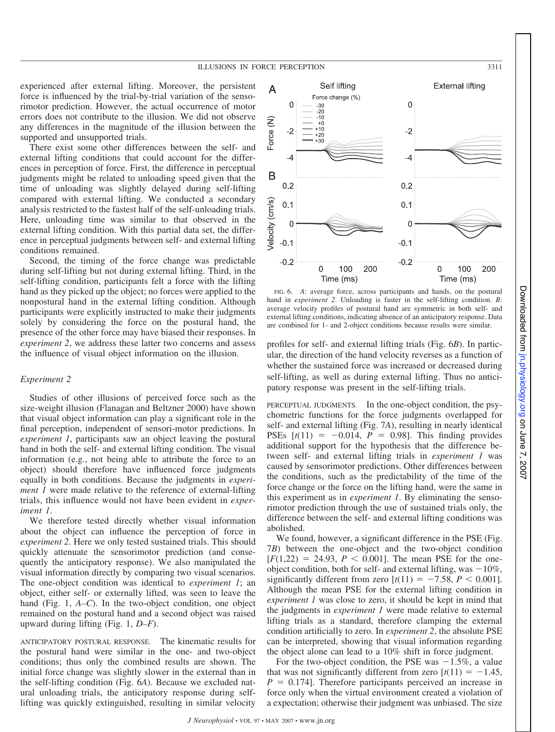experienced after external lifting. Moreover, the persistent force is influenced by the trial-by-trial variation of the sensorimotor prediction. However, the actual occurrence of motor errors does not contribute to the illusion. We did not observe any differences in the magnitude of the illusion between the supported and unsupported trials.

There exist some other differences between the self- and external lifting conditions that could account for the differences in perception of force. First, the difference in perceptual judgments might be related to unloading speed given that the time of unloading was slightly delayed during self-lifting compared with external lifting. We conducted a secondary analysis restricted to the fastest half of the self-unloading trials. Here, unloading time was similar to that observed in the external lifting condition. With this partial data set, the difference in perceptual judgments between self- and external lifting conditions remained.

Second, the timing of the force change was predictable during self-lifting but not during external lifting. Third, in the self-lifting condition, participants felt a force with the lifting hand as they picked up the object; no forces were applied to the nonpostural hand in the external lifting condition. Although participants were explicitly instructed to make their judgments solely by considering the force on the postural hand, the presence of the other force may have biased their responses. In *experiment 2*, we address these latter two concerns and assess the influence of visual object information on the illusion.

### *Experiment 2*

Studies of other illusions of perceived force such as the size-weight illusion (Flanagan and Beltzner 2000) have shown that visual object information can play a significant role in the final perception, independent of sensori-motor predictions. In *experiment 1*, participants saw an object leaving the postural hand in both the self- and external lifting condition. The visual information (e.g., not being able to attribute the force to an object) should therefore have influenced force judgments equally in both conditions. Because the judgments in *experiment 1* were made relative to the reference of external-lifting trials, this influence would not have been evident in *experiment 1*.

We therefore tested directly whether visual information about the object can influence the perception of force in *experiment 2*. Here we only tested sustained trials. This should quickly attenuate the sensorimotor prediction (and consequently the anticipatory response). We also manipulated the visual information directly by comparing two visual scenarios. The one-object condition was identical to *experiment 1*; an object, either self- or externally lifted, was seen to leave the hand (Fig. 1, *A–C*). In the two-object condition, one object remained on the postural hand and a second object was raised upward during lifting (Fig. 1, *D–F*).

ANTICIPATORY POSTURAL RESPONSE. The kinematic results for the postural hand were similar in the one- and two-object conditions; thus only the combined results are shown. The initial force change was slightly slower in the external than in the self-lifting condition (Fig. 6*A*). Because we excluded natural unloading trials, the anticipatory response during self-lifting was quickly extinguished, resulting in similar velocity profiles for self- and external lifting trials (Fig. 6*B*). In particular, the direction of the hand velocity reverses as a function of whether the sustained force was increased or decreased during self-lifting, as well as during external lifting. Thus no anticipatory response was present in the self-lifting trials.

FIG. 6. *A*: average force, across participants and hands, on the postural hand in *experiment 2*. Unloading is faster in the self-lifting condition. *B*: average velocity profiles of postural hand are symmetric in both self- and external lifting conditions, indicating absence of an anticipatory response. Data are combined for 1- and 2-object conditions because results were similar.

PERCEPTUAL JUDGMENTS. In the one-object condition, the psychometric functions for the force judgments overlapped for self- and external lifting (Fig. 7*A*), resulting in nearly identical PSEs [$t(11) = -0.014$, $P = 0.98$]. This finding provides additional support for the hypothesis that the difference between self- and external lifting trials in *experiment 1* was caused by sensorimotor predictions. Other differences between the conditions, such as the predictability of the time of the force change or the force on the lifting hand, were the same in this experiment as in *experiment 1*. By eliminating the sensorimotor prediction through the use of sustained trials only, the difference between the self- and external lifting conditions was abolished.

We found, however, a significant difference in the PSE (Fig. 7*B*) between the one-object and the two-object condition [$F(1,22) = 24.93$, $P < 0.001$]. The mean PSE for the one-object condition, both for self- and external lifting, was −10%, significantly different from zero [$t(11) = -7.58$, $P < 0.001$]. Although the mean PSE for the external lifting condition in *experiment 1* was close to zero, it should be kept in mind that the judgments in *experiment 1* were made relative to external lifting trials as a standard, therefore clamping the external condition artificially to zero. In *experiment 2*, the absolute PSE can be interpreted, showing that visual information regarding the object alone can lead to a 10% shift in force judgment.

For the two-object condition, the PSE was −1.5%, a value that was not significantly different from zero [$t(11) = -1.45$, $P = 0.174$]. Therefore participants perceived an increase in force only when the virtual environment created a violation of a expectation; otherwise their judgment was unbiased. The size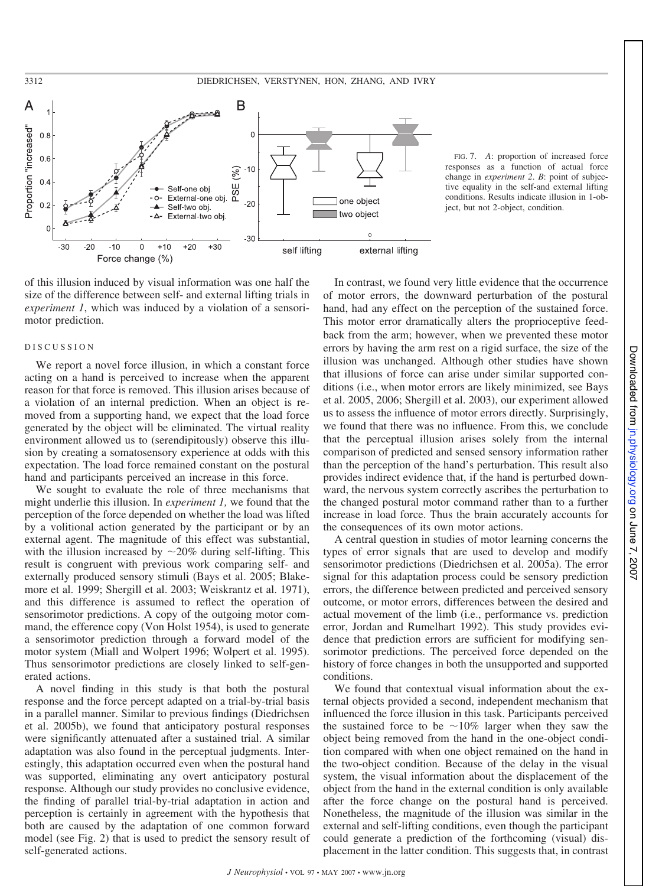FIG. 7. *A*: proportion of increased force responses as a function of actual force change in *experiment 2*. *B*: point of subjective equality in the self-and external lifting conditions. Results indicate illusion in 1-object, but not 2-object, condition.

of this illusion induced by visual information was one half the size of the difference between self- and external lifting trials in *experiment 1*, which was induced by a violation of a sensorimotor prediction.

## DISCUSSION

We report a novel force illusion, in which a constant force acting on a hand is perceived to increase when the apparent reason for that force is removed. This illusion arises because of a violation of an internal prediction. When an object is removed from a supporting hand, we expect that the load force generated by the object will be eliminated. The virtual reality environment allowed us to (serendipitously) observe this illusion by creating a somatosensory experience at odds with this expectation. The load force remained constant on the postural hand and participants perceived an increase in this force.

We sought to evaluate the role of three mechanisms that might underlie this illusion. In *experiment 1,* we found that the perception of the force depended on whether the load was lifted by a volitional action generated by the participant or by an external agent. The magnitude of this effect was substantial, with the illusion increased by ~20% during self-lifting. This result is congruent with previous work comparing self- and externally produced sensory stimuli (Bays et al. 2005; Blakemore et al. 1999; Shergill et al. 2003; Weiskrantz et al. 1971), and this difference is assumed to reflect the operation of sensorimotor predictions. A copy of the outgoing motor command, the efference copy (Von Holst 1954), is used to generate a sensorimotor prediction through a forward model of the motor system (Miall and Wolpert 1996; Wolpert et al. 1995). Thus sensorimotor predictions are closely linked to self-generated actions.

A novel finding in this study is that both the postural response and the force percept adapted on a trial-by-trial basis in a parallel manner. Similar to previous findings (Diedrichsen et al. 2005b), we found that anticipatory postural responses were significantly attenuated after a sustained trial. A similar adaptation was also found in the perceptual judgments. Interestingly, this adaptation occurred even when the postural hand was supported, eliminating any overt anticipatory postural response. Although our study provides no conclusive evidence, the finding of parallel trial-by-trial adaptation in action and perception is certainly in agreement with the hypothesis that both are caused by the adaptation of one common forward model (see Fig. 2) that is used to predict the sensory result of self-generated actions.

In contrast, we found very little evidence that the occurrence of motor errors, the downward perturbation of the postural hand, had any effect on the perception of the sustained force. This motor error dramatically alters the proprioceptive feedback from the arm; however, when we prevented these motor errors by having the arm rest on a rigid surface, the size of the illusion was unchanged. Although other studies have shown that illusions of force can arise under similar supported conditions (i.e., when motor errors are likely minimized, see Bays et al. 2005, 2006; Shergill et al. 2003), our experiment allowed us to assess the influence of motor errors directly. Surprisingly, we found that there was no influence. From this, we conclude that the perceptual illusion arises solely from the internal comparison of predicted and sensed sensory information rather than the perception of the hand's perturbation. This result also provides indirect evidence that, if the hand is perturbed downward, the nervous system correctly ascribes the perturbation to the changed postural motor command rather than to a further increase in load force. Thus the brain accurately accounts for the consequences of its own motor actions.

A central question in studies of motor learning concerns the types of error signals that are used to develop and modify sensorimotor predictions (Diedrichsen et al. 2005a). The error signal for this adaptation process could be sensory prediction errors, the difference between predicted and perceived sensory outcome, or motor errors, differences between the desired and actual movement of the limb (i.e., performance vs. prediction error, Jordan and Rumelhart 1992). This study provides evidence that prediction errors are sufficient for modifying sensorimotor predictions. The perceived force depended on the history of force changes in both the unsupported and supported conditions.

We found that contextual visual information about the external objects provided a second, independent mechanism that influenced the force illusion in this task. Participants perceived the sustained force to be ~10% larger when they saw the object being removed from the hand in the one-object condition compared with when one object remained on the hand in the two-object condition. Because of the delay in the visual system, the visual information about the displacement of the object from the hand in the external condition is only available after the force change on the postural hand is perceived. Nonetheless, the magnitude of the illusion was similar in the external and self-lifting conditions, even though the participant could generate a prediction of the forthcoming (visual) displacement in the latter condition. This suggests that, in contrast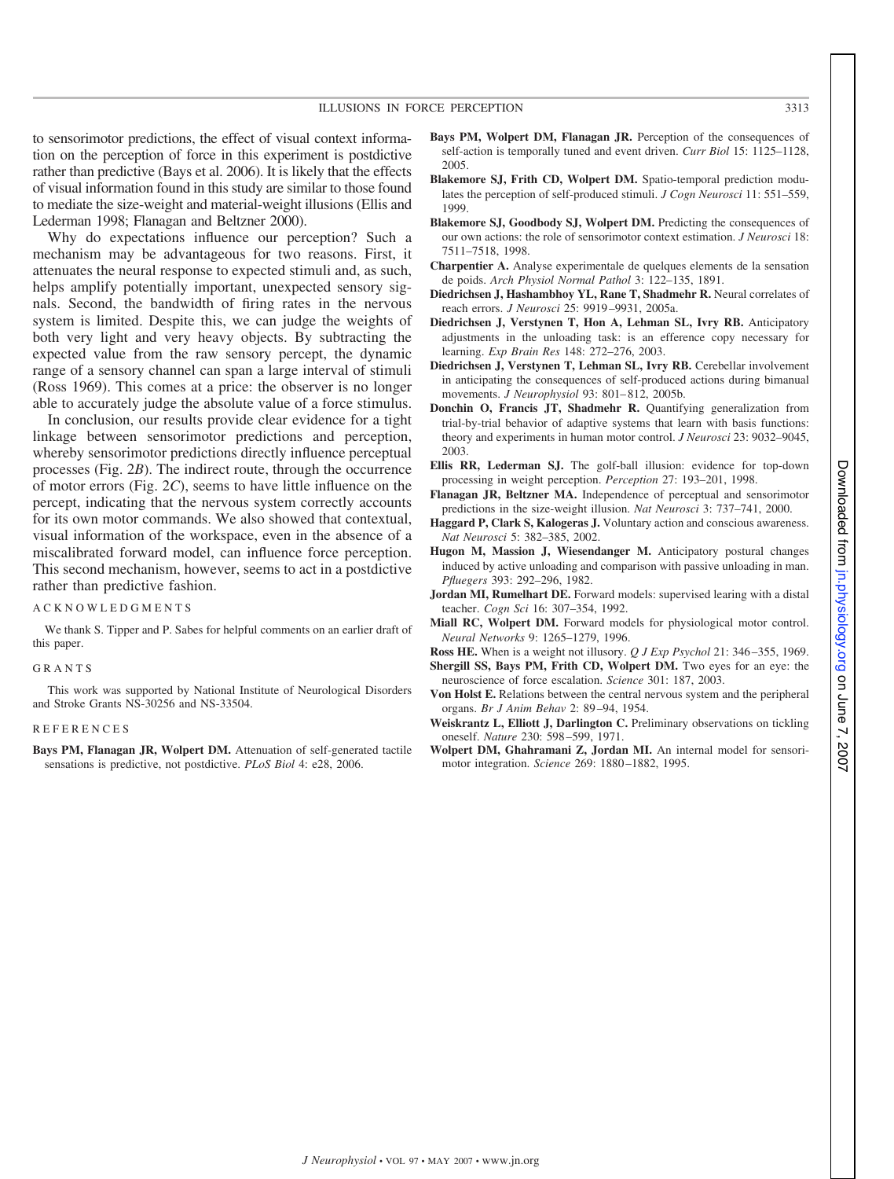to sensorimotor predictions, the effect of visual context information on the perception of force in this experiment is postdictive rather than predictive (Bays et al. 2006). It is likely that the effects of visual information found in this study are similar to those found to mediate the size-weight and material-weight illusions (Ellis and Lederman 1998; Flanagan and Beltzner 2000).

Why do expectations influence our perception? Such a mechanism may be advantageous for two reasons. First, it attenuates the neural response to expected stimuli and, as such, helps amplify potentially important, unexpected sensory signals. Second, the bandwidth of firing rates in the nervous system is limited. Despite this, we can judge the weights of both very light and very heavy objects. By subtracting the expected value from the raw sensory percept, the dynamic range of a sensory channel can span a large interval of stimuli (Ross 1969). This comes at a price: the observer is no longer able to accurately judge the absolute value of a force stimulus.

In conclusion, our results provide clear evidence for a tight linkage between sensorimotor predictions and perception, whereby sensorimotor predictions directly influence perceptual processes (Fig. 2*B*). The indirect route, through the occurrence of motor errors (Fig. 2*C*), seems to have little influence on the percept, indicating that the nervous system correctly accounts for its own motor commands. We also showed that contextual, visual information of the workspace, even in the absence of a miscalibrated forward model, can influence force perception. This second mechanism, however, seems to act in a postdictive rather than predictive fashion.

## ACKNOWLEDGMENTS

We thank S. Tipper and P. Sabes for helpful comments on an earlier draft of this paper.

## GRANTS

This work was supported by National Institute of Neurological Disorders and Stroke Grants NS-30256 and NS-33504.

## REFERENCES

**Bays PM, Flanagan JR, Wolpert DM.** Attenuation of self-generated tactile sensations is predictive, not postdictive. *PLoS Biol* 4: e28, 2006.

**Bays PM, Wolpert DM, Flanagan JR.** Perception of the consequences of self-action is temporally tuned and event driven. *Curr Biol* 15: 1125–1128, 2005.

**Blakemore SJ, Frith CD, Wolpert DM.** Spatio-temporal prediction modulates the perception of self-produced stimuli. *J Cogn Neurosci* 11: 551–559, 1999.

**Blakemore SJ, Goodbody SJ, Wolpert DM.** Predicting the consequences of our own actions: the role of sensorimotor context estimation. *J Neurosci* 18: 7511–7518, 1998.

**Charpentier A.** Analyse experimentale de quelques elements de la sensation de poids. *Arch Physiol Normal Pathol* 3: 122–135, 1891.

**Diedrichsen J, Hashambhoy YL, Rane T, Shadmehr R.** Neural correlates of reach errors. *J Neurosci* 25: 9919–9931, 2005a.

**Diedrichsen J, Verstynen T, Hon A, Lehman SL, Ivry RB.** Anticipatory adjustments in the unloading task: is an efference copy necessary for learning. *Exp Brain Res* 148: 272–276, 2003.

**Diedrichsen J, Verstynen T, Lehman SL, Ivry RB.** Cerebellar involvement in anticipating the consequences of self-produced actions during bimanual movements. *J Neurophysiol* 93: 801–812, 2005b.

**Donchin O, Francis JT, Shadmehr R.** Quantifying generalization from trial-by-trial behavior of adaptive systems that learn with basis functions: theory and experiments in human motor control. *J Neurosci* 23: 9032–9045, 2003.

**Ellis RR, Lederman SJ.** The golf-ball illusion: evidence for top-down processing in weight perception. *Perception* 27: 193–201, 1998.

**Flanagan JR, Beltzner MA.** Independence of perceptual and sensorimotor predictions in the size-weight illusion. *Nat Neurosci* 3: 737–741, 2000.

**Haggard P, Clark S, Kalogeras J.** Voluntary action and conscious awareness. *Nat Neurosci* 5: 382–385, 2002.

**Hugon M, Massion J, Wiesendanger M.** Anticipatory postural changes induced by active unloading and comparison with passive unloading in man. *Pfluegers* 393: 292–296, 1982.

**Jordan MI, Rumelhart DE.** Forward models: supervised learing with a distal teacher. *Cogn Sci* 16: 307–354, 1992.

**Miall RC, Wolpert DM.** Forward models for physiological motor control. *Neural Networks* 9: 1265–1279, 1996.

**Ross HE.** When is a weight not illusory. *Q J Exp Psychol* 21: 346–355, 1969.

**Shergill SS, Bays PM, Frith CD, Wolpert DM.** Two eyes for an eye: the neuroscience of force escalation. *Science* 301: 187, 2003.

**Von Holst E.** Relations between the central nervous system and the peripheral organs. *Br J Anim Behav* 2: 89–94, 1954.

**Weiskrantz L, Elliott J, Darlington C.** Preliminary observations on tickling oneself. *Nature* 230: 598–599, 1971.

**Wolpert DM, Ghahramani Z, Jordan MI.** An internal model for sensorimotor integration. *Science* 269: 1880–1882, 1995.